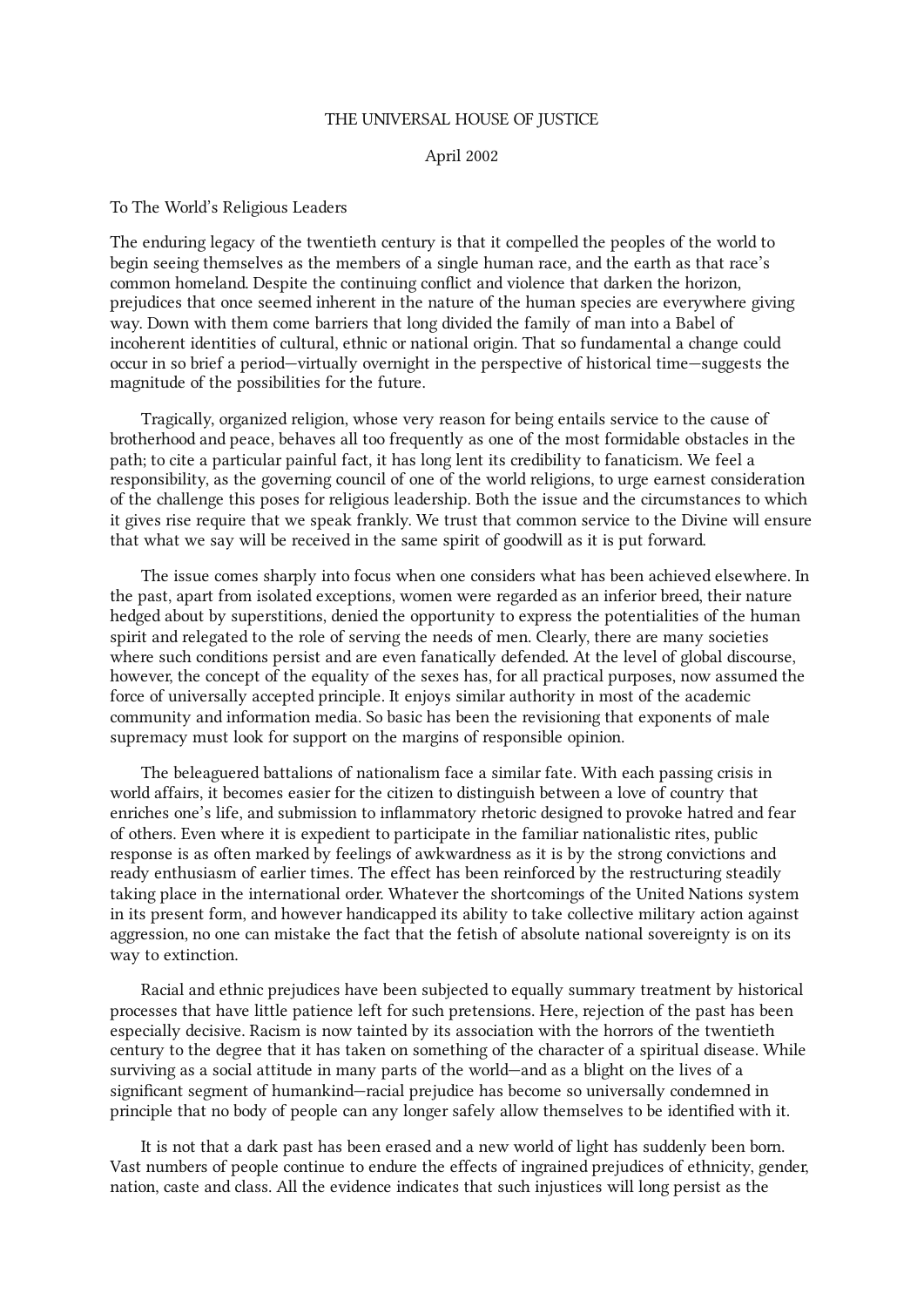THE UNIVERSAL HOUSE OF JUSTICE

April 2002

To The World's Religious Leaders

The enduring legacy of the twentieth century is that it compelled the peoples of the world to begin seeing themselves as the members of a single human race, and the earth as that race's common homeland. Despite the continuing conflict and violence that darken the horizon, prejudices that once seemed inherent in the nature of the human species are everywhere giving way. Down with them come barriers that long divided the family of man into a Babel of incoherent identities of cultural, ethnic or national origin. That so fundamental a change could occur in so brief a period—virtually overnight in the perspective of historical time—suggests the magnitude of the possibilities for the future.

Tragically, organized religion, whose very reason for being entails service to the cause of brotherhood and peace, behaves all too frequently as one of the most formidable obstacles in the path; to cite a particular painful fact, it has long lent its credibility to fanaticism. We feel a responsibility, as the governing council of one of the world religions, to urge earnest consideration of the challenge this poses for religious leadership. Both the issue and the circumstances to which it gives rise require that we speak frankly. We trust that common service to the Divine will ensure that what we say will be received in the same spirit of goodwill as it is put forward.

The issue comes sharply into focus when one considers what has been achieved elsewhere. In the past, apart from isolated exceptions, women were regarded as an inferior breed, their nature hedged about by superstitions, denied the opportunity to express the potentialities of the human spirit and relegated to the role of serving the needs of men. Clearly, there are many societies where such conditions persist and are even fanatically defended. At the level of global discourse, however, the concept of the equality of the sexes has, for all practical purposes, now assumed the force of universally accepted principle. It enjoys similar authority in most of the academic community and information media. So basic has been the revisioning that exponents of male supremacy must look for support on the margins of responsible opinion.

The beleaguered battalions of nationalism face a similar fate. With each passing crisis in world affairs, it becomes easier for the citizen to distinguish between a love of country that enriches one's life, and submission to inflammatory rhetoric designed to provoke hatred and fear of others. Even where it is expedient to participate in the familiar nationalistic rites, public response is as often marked by feelings of awkwardness as it is by the strong convictions and ready enthusiasm of earlier times. The effect has been reinforced by the restructuring steadily taking place in the international order. Whatever the shortcomings of the United Nations system in its present form, and however handicapped its ability to take collective military action against aggression, no one can mistake the fact that the fetish of absolute national sovereignty is on its way to extinction.

Racial and ethnic prejudices have been subjected to equally summary treatment by historical processes that have little patience left for such pretensions. Here, rejection of the past has been especially decisive. Racism is now tainted by its association with the horrors of the twentieth century to the degree that it has taken on something of the character of a spiritual disease. While surviving as a social attitude in many parts of the world—and as a blight on the lives of a significant segment of humankind—racial prejudice has become so universally condemned in principle that no body of people can any longer safely allow themselves to be identified with it.

It is not that a dark past has been erased and a new world of light has suddenly been born. Vast numbers of people continue to endure the effects of ingrained prejudices of ethnicity, gender, nation, caste and class. All the evidence indicates that such injustices will long persist as the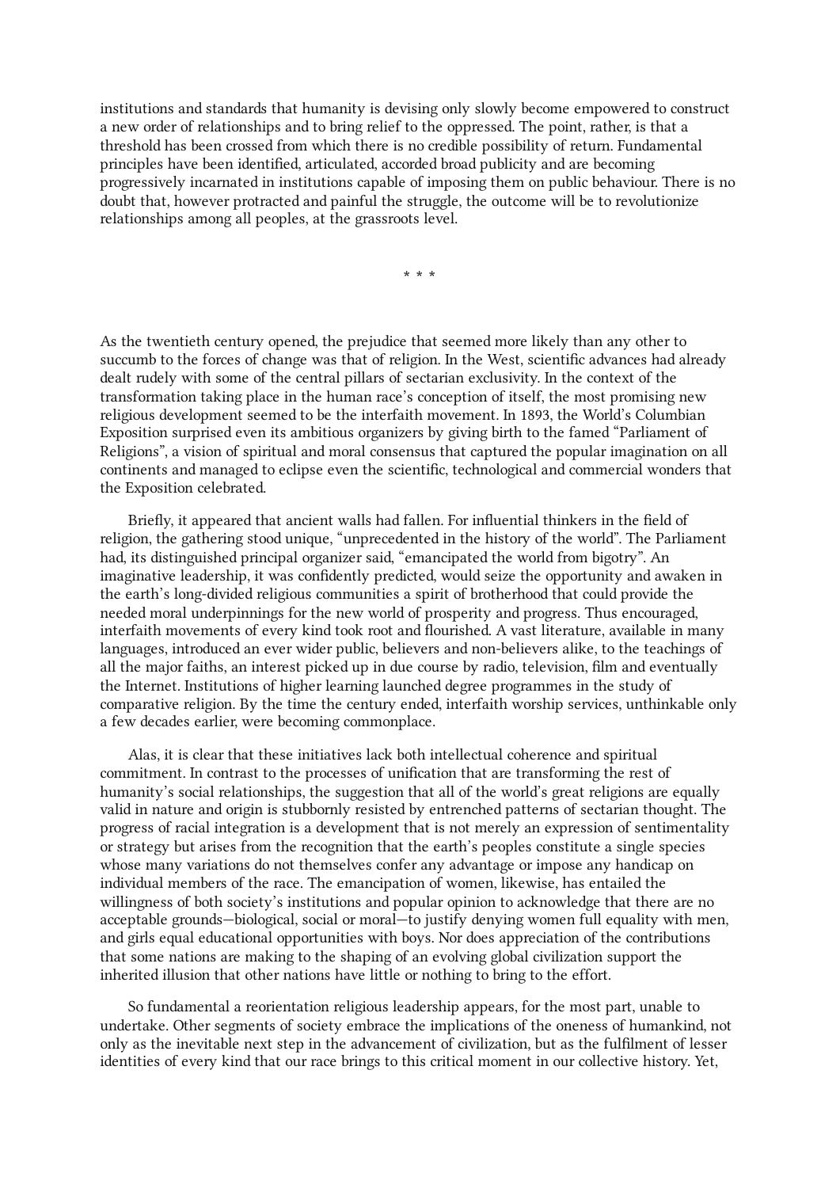institutions and standards that humanity is devising only slowly become empowered to construct a new order of relationships and to bring relief to the oppressed. The point, rather, is that a threshold has been crossed from which there is no credible possibility of return. Fundamental principles have been identified, articulated, accorded broad publicity and are becoming progressively incarnated in institutions capable of imposing them on public behaviour. There is no doubt that, however protracted and painful the struggle, the outcome will be to revolutionize relationships among all peoples, at the grassroots level.

\* \* \*

As the twentieth century opened, the prejudice that seemed more likely than any other to succumb to the forces of change was that of religion. In the West, scientific advances had already dealt rudely with some of the central pillars of sectarian exclusivity. In the context of the transformation taking place in the human race's conception of itself, the most promising new religious development seemed to be the interfaith movement. In 1893, the World's Columbian Exposition surprised even its ambitious organizers by giving birth to the famed "Parliament of Religions", a vision of spiritual and moral consensus that captured the popular imagination on all continents and managed to eclipse even the scientific, technological and commercial wonders that the Exposition celebrated.

Briefly, it appeared that ancient walls had fallen. For influential thinkers in the field of religion, the gathering stood unique, "unprecedented in the history of the world". The Parliament had, its distinguished principal organizer said, "emancipated the world from bigotry". An imaginative leadership, it was confidently predicted, would seize the opportunity and awaken in the earth's long-divided religious communities a spirit of brotherhood that could provide the needed moral underpinnings for the new world of prosperity and progress. Thus encouraged, interfaith movements of every kind took root and flourished. A vast literature, available in many languages, introduced an ever wider public, believers and non-believers alike, to the teachings of all the major faiths, an interest picked up in due course by radio, television, film and eventually the Internet. Institutions of higher learning launched degree programmes in the study of comparative religion. By the time the century ended, interfaith worship services, unthinkable only a few decades earlier, were becoming commonplace.

Alas, it is clear that these initiatives lack both intellectual coherence and spiritual commitment. In contrast to the processes of unification that are transforming the rest of humanity's social relationships, the suggestion that all of the world's great religions are equally valid in nature and origin is stubbornly resisted by entrenched patterns of sectarian thought. The progress of racial integration is a development that is not merely an expression of sentimentality or strategy but arises from the recognition that the earth's peoples constitute a single species whose many variations do not themselves confer any advantage or impose any handicap on individual members of the race. The emancipation of women, likewise, has entailed the willingness of both society's institutions and popular opinion to acknowledge that there are no acceptable grounds—biological, social or moral—to justify denying women full equality with men, and girls equal educational opportunities with boys. Nor does appreciation of the contributions that some nations are making to the shaping of an evolving global civilization support the inherited illusion that other nations have little or nothing to bring to the effort.

So fundamental a reorientation religious leadership appears, for the most part, unable to undertake. Other segments of society embrace the implications of the oneness of humankind, not only as the inevitable next step in the advancement of civilization, but as the fulfilment of lesser identities of every kind that our race brings to this critical moment in our collective history. Yet,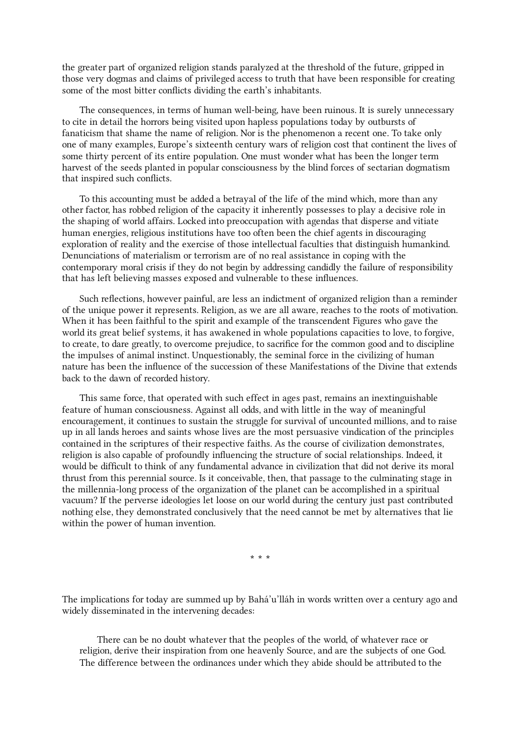the greater part of organized religion stands paralyzed at the threshold of the future, gripped in those very dogmas and claims of privileged access to truth that have been responsible for creating some of the most bitter conflicts dividing the earth's inhabitants.

The consequences, in terms of human well-being, have been ruinous. It is surely unnecessary to cite in detail the horrors being visited upon hapless populations today by outbursts of fanaticism that shame the name of religion. Nor is the phenomenon a recent one. To take only one of many examples, Europe's sixteenth century wars of religion cost that continent the lives of some thirty percent of its entire population. One must wonder what has been the longer term harvest of the seeds planted in popular consciousness by the blind forces of sectarian dogmatism that inspired such conflicts.

To this accounting must be added a betrayal of the life of the mind which, more than any other factor, has robbed religion of the capacity it inherently possesses to play a decisive role in the shaping of world affairs. Locked into preoccupation with agendas that disperse and vitiate human energies, religious institutions have too often been the chief agents in discouraging exploration of reality and the exercise of those intellectual faculties that distinguish humankind. Denunciations of materialism or terrorism are of no real assistance in coping with the contemporary moral crisis if they do not begin by addressing candidly the failure of responsibility that has left believing masses exposed and vulnerable to these influences.

Such reflections, however painful, are less an indictment of organized religion than a reminder of the unique power it represents. Religion, as we are all aware, reaches to the roots of motivation. When it has been faithful to the spirit and example of the transcendent Figures who gave the world its great belief systems, it has awakened in whole populations capacities to love, to forgive, to create, to dare greatly, to overcome prejudice, to sacrifice for the common good and to discipline the impulses of animal instinct. Unquestionably, the seminal force in the civilizing of human nature has been the influence of the succession of these Manifestations of the Divine that extends back to the dawn of recorded history.

This same force, that operated with such effect in ages past, remains an inextinguishable feature of human consciousness. Against all odds, and with little in the way of meaningful encouragement, it continues to sustain the struggle for survival of uncounted millions, and to raise up in all lands heroes and saints whose lives are the most persuasive vindication of the principles contained in the scriptures of their respective faiths. As the course of civilization demonstrates, religion is also capable of profoundly influencing the structure of social relationships. Indeed, it would be difficult to think of any fundamental advance in civilization that did not derive its moral thrust from this perennial source. Is it conceivable, then, that passage to the culminating stage in the millennia-long process of the organization of the planet can be accomplished in a spiritual vacuum? If the perverse ideologies let loose on our world during the century just past contributed nothing else, they demonstrated conclusively that the need cannot be met by alternatives that lie within the power of human invention.

* * *

The implications for today are summed up by Bahá'u'lláh in words written over a century ago and widely disseminated in the intervening decades:

> There can be no doubt whatever that the peoples of the world, of whatever race or religion, derive their inspiration from one heavenly Source, and are the subjects of one God. The difference between the ordinances under which they abide should be attributed to the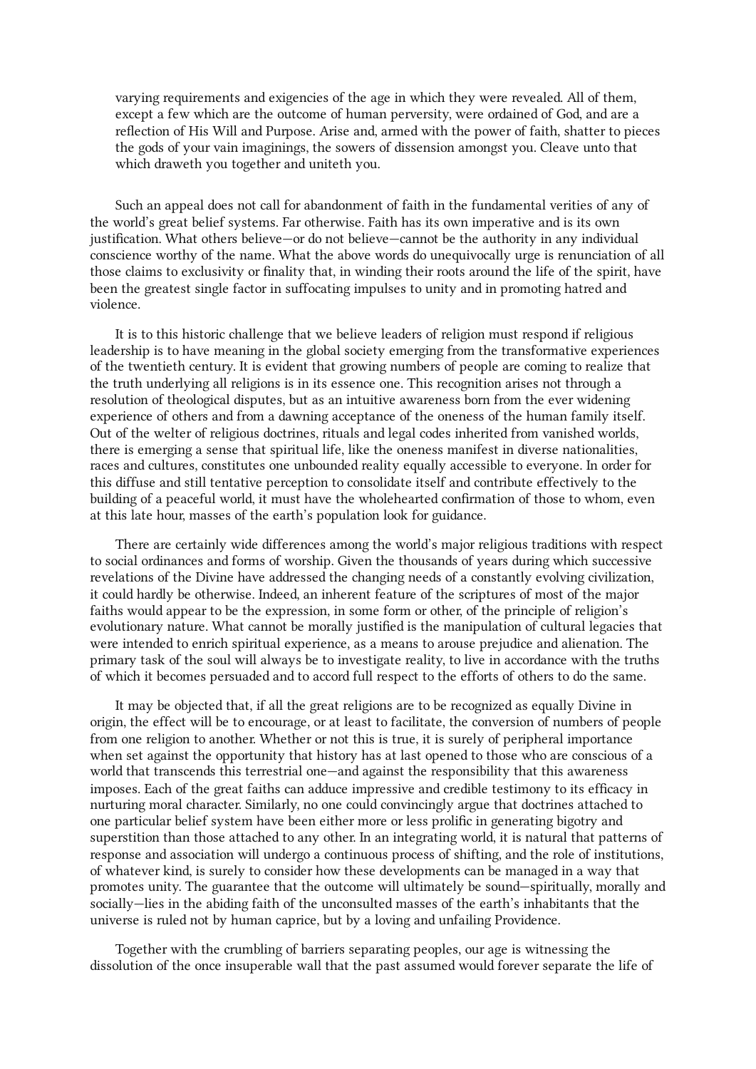> varying requirements and exigencies of the age in which they were revealed. All of them, except a few which are the outcome of human perversity, were ordained of God, and are a reflection of His Will and Purpose. Arise and, armed with the power of faith, shatter to pieces the gods of your vain imaginings, the sowers of dissension amongst you. Cleave unto that which draweth you together and uniteth you.

Such an appeal does not call for abandonment of faith in the fundamental verities of any of the world's great belief systems. Far otherwise. Faith has its own imperative and is its own justification. What others believe—or do not believe—cannot be the authority in any individual conscience worthy of the name. What the above words do unequivocally urge is renunciation of all those claims to exclusivity or finality that, in winding their roots around the life of the spirit, have been the greatest single factor in suffocating impulses to unity and in promoting hatred and violence.

It is to this historic challenge that we believe leaders of religion must respond if religious leadership is to have meaning in the global society emerging from the transformative experiences of the twentieth century. It is evident that growing numbers of people are coming to realize that the truth underlying all religions is in its essence one. This recognition arises not through a resolution of theological disputes, but as an intuitive awareness born from the ever widening experience of others and from a dawning acceptance of the oneness of the human family itself. Out of the welter of religious doctrines, rituals and legal codes inherited from vanished worlds, there is emerging a sense that spiritual life, like the oneness manifest in diverse nationalities, races and cultures, constitutes one unbounded reality equally accessible to everyone. In order for this diffuse and still tentative perception to consolidate itself and contribute effectively to the building of a peaceful world, it must have the wholehearted confirmation of those to whom, even at this late hour, masses of the earth's population look for guidance.

There are certainly wide differences among the world's major religious traditions with respect to social ordinances and forms of worship. Given the thousands of years during which successive revelations of the Divine have addressed the changing needs of a constantly evolving civilization, it could hardly be otherwise. Indeed, an inherent feature of the scriptures of most of the major faiths would appear to be the expression, in some form or other, of the principle of religion's evolutionary nature. What cannot be morally justified is the manipulation of cultural legacies that were intended to enrich spiritual experience, as a means to arouse prejudice and alienation. The primary task of the soul will always be to investigate reality, to live in accordance with the truths of which it becomes persuaded and to accord full respect to the efforts of others to do the same.

It may be objected that, if all the great religions are to be recognized as equally Divine in origin, the effect will be to encourage, or at least to facilitate, the conversion of numbers of people from one religion to another. Whether or not this is true, it is surely of peripheral importance when set against the opportunity that history has at last opened to those who are conscious of a world that transcends this terrestrial one—and against the responsibility that this awareness imposes. Each of the great faiths can adduce impressive and credible testimony to its efficacy in nurturing moral character. Similarly, no one could convincingly argue that doctrines attached to one particular belief system have been either more or less prolific in generating bigotry and superstition than those attached to any other. In an integrating world, it is natural that patterns of response and association will undergo a continuous process of shifting, and the role of institutions, of whatever kind, is surely to consider how these developments can be managed in a way that promotes unity. The guarantee that the outcome will ultimately be sound—spiritually, morally and socially—lies in the abiding faith of the unconsulted masses of the earth's inhabitants that the universe is ruled not by human caprice, but by a loving and unfailing Providence.

Together with the crumbling of barriers separating peoples, our age is witnessing the dissolution of the once insuperable wall that the past assumed would forever separate the life of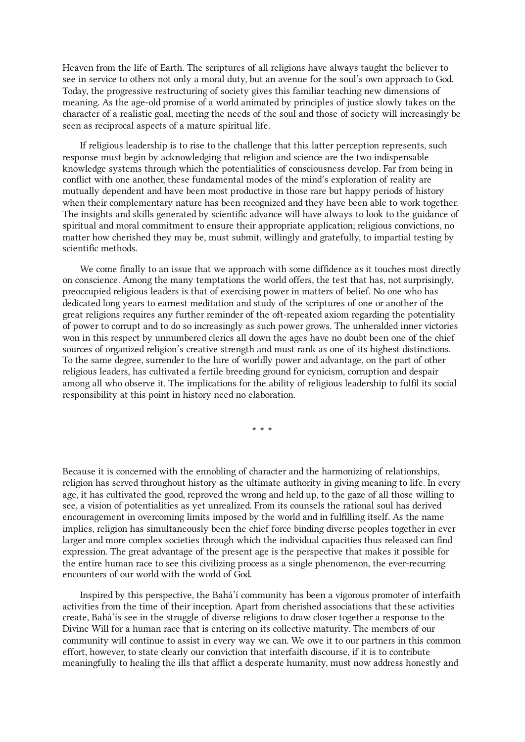Heaven from the life of Earth. The scriptures of all religions have always taught the believer to see in service to others not only a moral duty, but an avenue for the soul's own approach to God. Today, the progressive restructuring of society gives this familiar teaching new dimensions of meaning. As the age-old promise of a world animated by principles of justice slowly takes on the character of a realistic goal, meeting the needs of the soul and those of society will increasingly be seen as reciprocal aspects of a mature spiritual life.

If religious leadership is to rise to the challenge that this latter perception represents, such response must begin by acknowledging that religion and science are the two indispensable knowledge systems through which the potentialities of consciousness develop. Far from being in conflict with one another, these fundamental modes of the mind's exploration of reality are mutually dependent and have been most productive in those rare but happy periods of history when their complementary nature has been recognized and they have been able to work together. The insights and skills generated by scientific advance will have always to look to the guidance of spiritual and moral commitment to ensure their appropriate application; religious convictions, no matter how cherished they may be, must submit, willingly and gratefully, to impartial testing by scientific methods.

We come finally to an issue that we approach with some diffidence as it touches most directly on conscience. Among the many temptations the world offers, the test that has, not surprisingly, preoccupied religious leaders is that of exercising power in matters of belief. No one who has dedicated long years to earnest meditation and study of the scriptures of one or another of the great religions requires any further reminder of the oft-repeated axiom regarding the potentiality of power to corrupt and to do so increasingly as such power grows. The unheralded inner victories won in this respect by unnumbered clerics all down the ages have no doubt been one of the chief sources of organized religion's creative strength and must rank as one of its highest distinctions. To the same degree, surrender to the lure of worldly power and advantage, on the part of other religious leaders, has cultivated a fertile breeding ground for cynicism, corruption and despair among all who observe it. The implications for the ability of religious leadership to fulfil its social responsibility at this point in history need no elaboration.

\* \* \*

Because it is concerned with the ennobling of character and the harmonizing of relationships, religion has served throughout history as the ultimate authority in giving meaning to life. In every age, it has cultivated the good, reproved the wrong and held up, to the gaze of all those willing to see, a vision of potentialities as yet unrealized. From its counsels the rational soul has derived encouragement in overcoming limits imposed by the world and in fulfilling itself. As the name implies, religion has simultaneously been the chief force binding diverse peoples together in ever larger and more complex societies through which the individual capacities thus released can find expression. The great advantage of the present age is the perspective that makes it possible for the entire human race to see this civilizing process as a single phenomenon, the ever-recurring encounters of our world with the world of God.

Inspired by this perspective, the Bahá'í community has been a vigorous promoter of interfaith activities from the time of their inception. Apart from cherished associations that these activities create, Bahá'ís see in the struggle of diverse religions to draw closer together a response to the Divine Will for a human race that is entering on its collective maturity. The members of our community will continue to assist in every way we can. We owe it to our partners in this common effort, however, to state clearly our conviction that interfaith discourse, if it is to contribute meaningfully to healing the ills that afflict a desperate humanity, must now address honestly and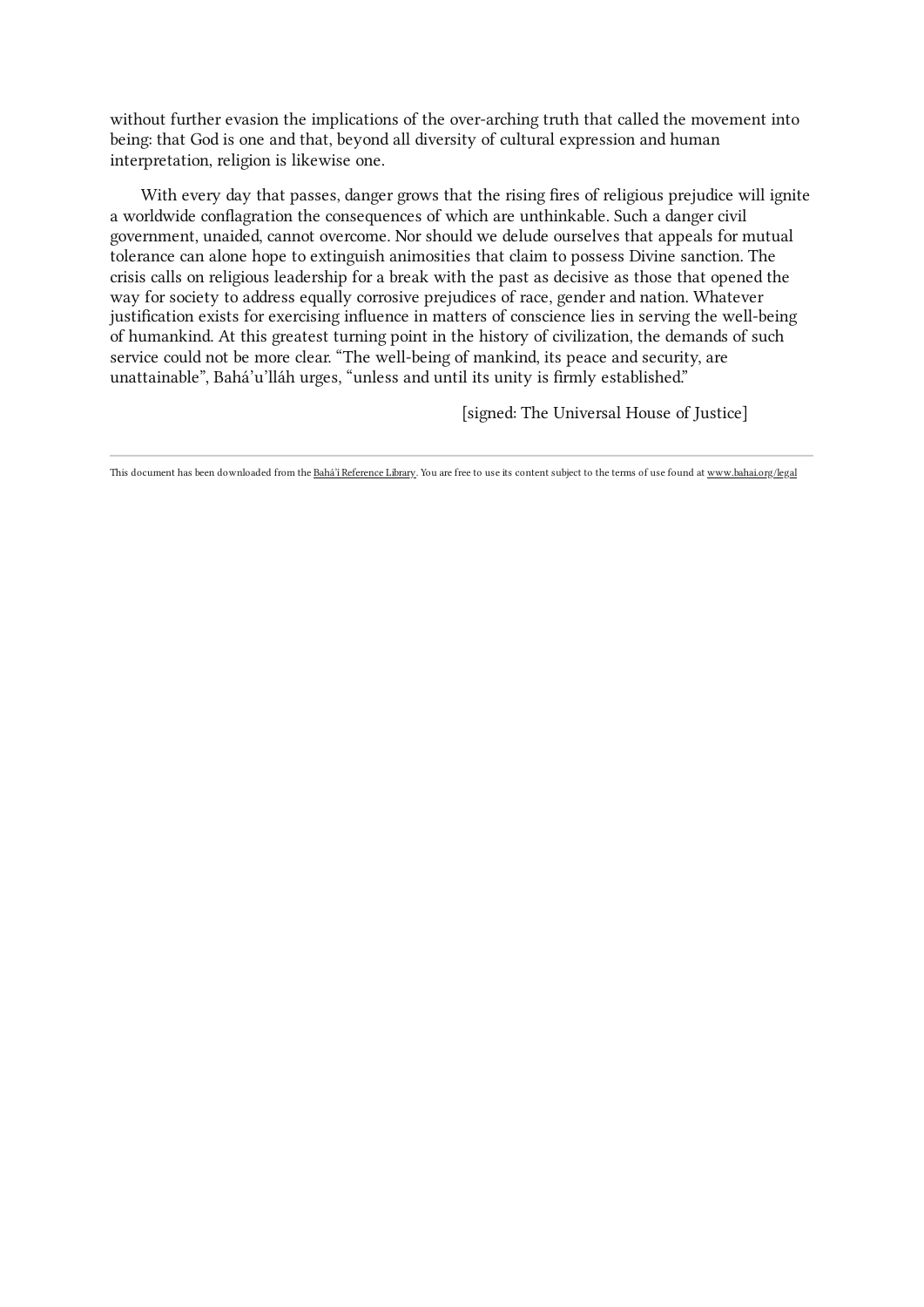without further evasion the implications of the over-arching truth that called the movement into being: that God is one and that, beyond all diversity of cultural expression and human interpretation, religion is likewise one.

With every day that passes, danger grows that the rising fires of religious prejudice will ignite a worldwide conflagration the consequences of which are unthinkable. Such a danger civil government, unaided, cannot overcome. Nor should we delude ourselves that appeals for mutual tolerance can alone hope to extinguish animosities that claim to possess Divine sanction. The crisis calls on religious leadership for a break with the past as decisive as those that opened the way for society to address equally corrosive prejudices of race, gender and nation. Whatever justification exists for exercising influence in matters of conscience lies in serving the well-being of humankind. At this greatest turning point in the history of civilization, the demands of such service could not be more clear. “The well-being of mankind, its peace and security, are unattainable”, Bahá’u’lláh urges, “unless and until its unity is firmly established.”

[signed: The Universal House of Justice]

This document has been downloaded from the Bahá’í Reference Library. You are free to use its content subject to the terms of use found at www.bahai.org/legal